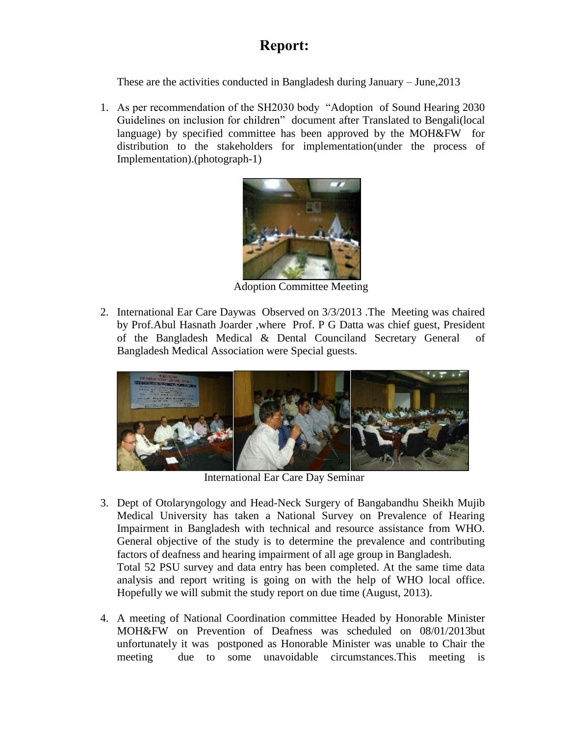# Report:

These are the activities conducted in Bangladesh during January – June,2013

1. As per recommendation of the SH2030 body "Adoption of Sound Hearing 2030 Guidelines on inclusion for children" document after Translated to Bengali(local language) by specified committee has been approved by the MOH&FW for distribution to the stakeholders for implementation(under the process of Implementation).(photograph-1)

   Adoption Committee Meeting

2. International Ear Care Daywas Observed on 3/3/2013 .The Meeting was chaired by Prof.Abul Hasnath Joarder ,where Prof. P G Datta was chief guest, President of the Bangladesh Medical & Dental Counciland Secretary General of Bangladesh Medical Association were Special guests.

   International Ear Care Day Seminar

3. Dept of Otolaryngology and Head-Neck Surgery of Bangabandhu Sheikh Mujib Medical University has taken a National Survey on Prevalence of Hearing Impairment in Bangladesh with technical and resource assistance from WHO. General objective of the study is to determine the prevalence and contributing factors of deafness and hearing impairment of all age group in Bangladesh.
   Total 52 PSU survey and data entry has been completed. At the same time data analysis and report writing is going on with the help of WHO local office. Hopefully we will submit the study report on due time (August, 2013).

4. A meeting of National Coordination committee Headed by Honorable Minister MOH&FW on Prevention of Deafness was scheduled on 08/01/2013but unfortunately it was postponed as Honorable Minister was unable to Chair the meeting due to some unavoidable circumstances.This meeting is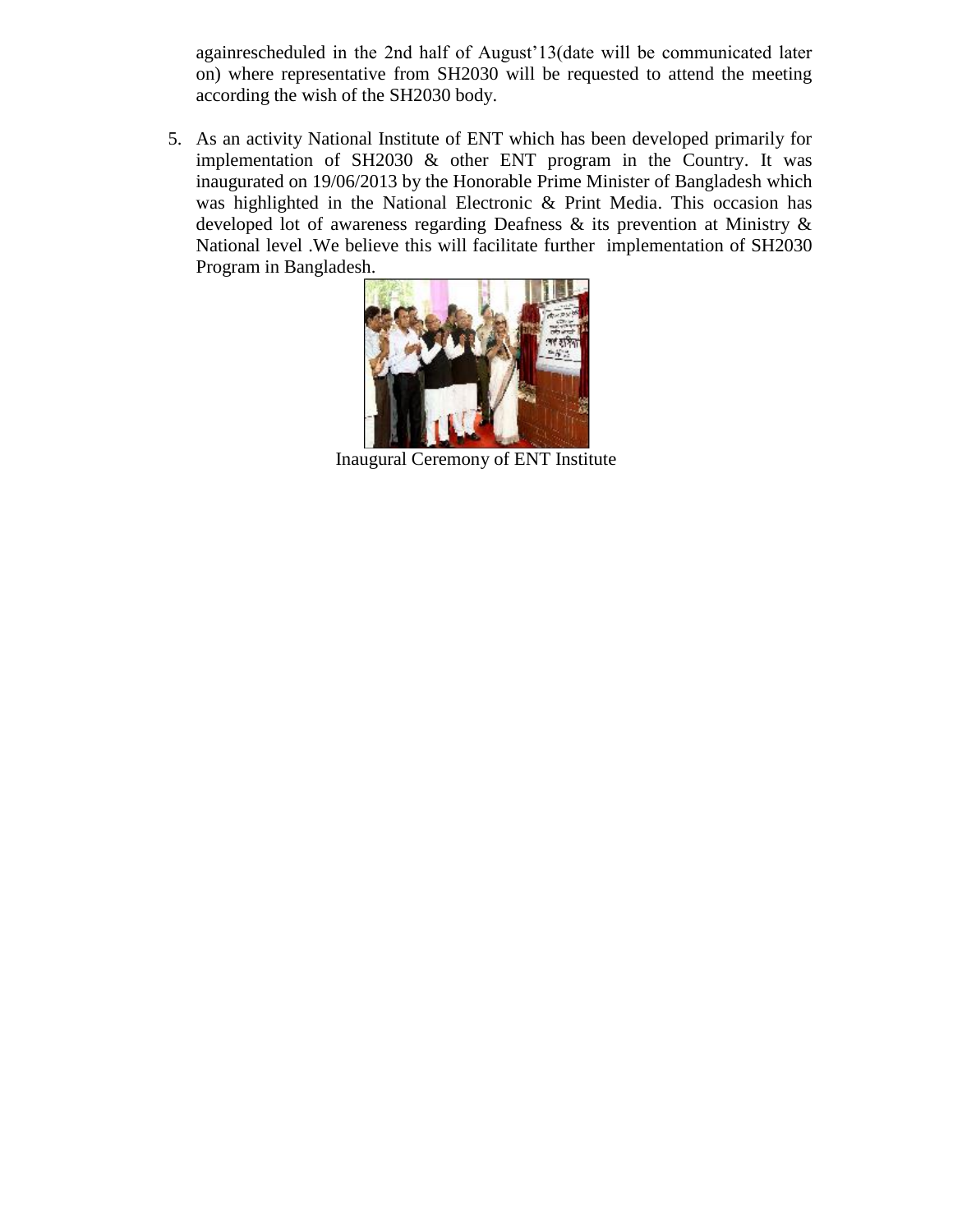againrescheduled in the 2nd half of August'13(date will be communicated later on) where representative from SH2030 will be requested to attend the meeting according the wish of the SH2030 body.

5. As an activity National Institute of ENT which has been developed primarily for implementation of SH2030 & other ENT program in the Country. It was inaugurated on 19/06/2013 by the Honorable Prime Minister of Bangladesh which was highlighted in the National Electronic & Print Media. This occasion has developed lot of awareness regarding Deafness & its prevention at Ministry & National level .We believe this will facilitate further implementation of SH2030 Program in Bangladesh.

Inaugural Ceremony of ENT Institute